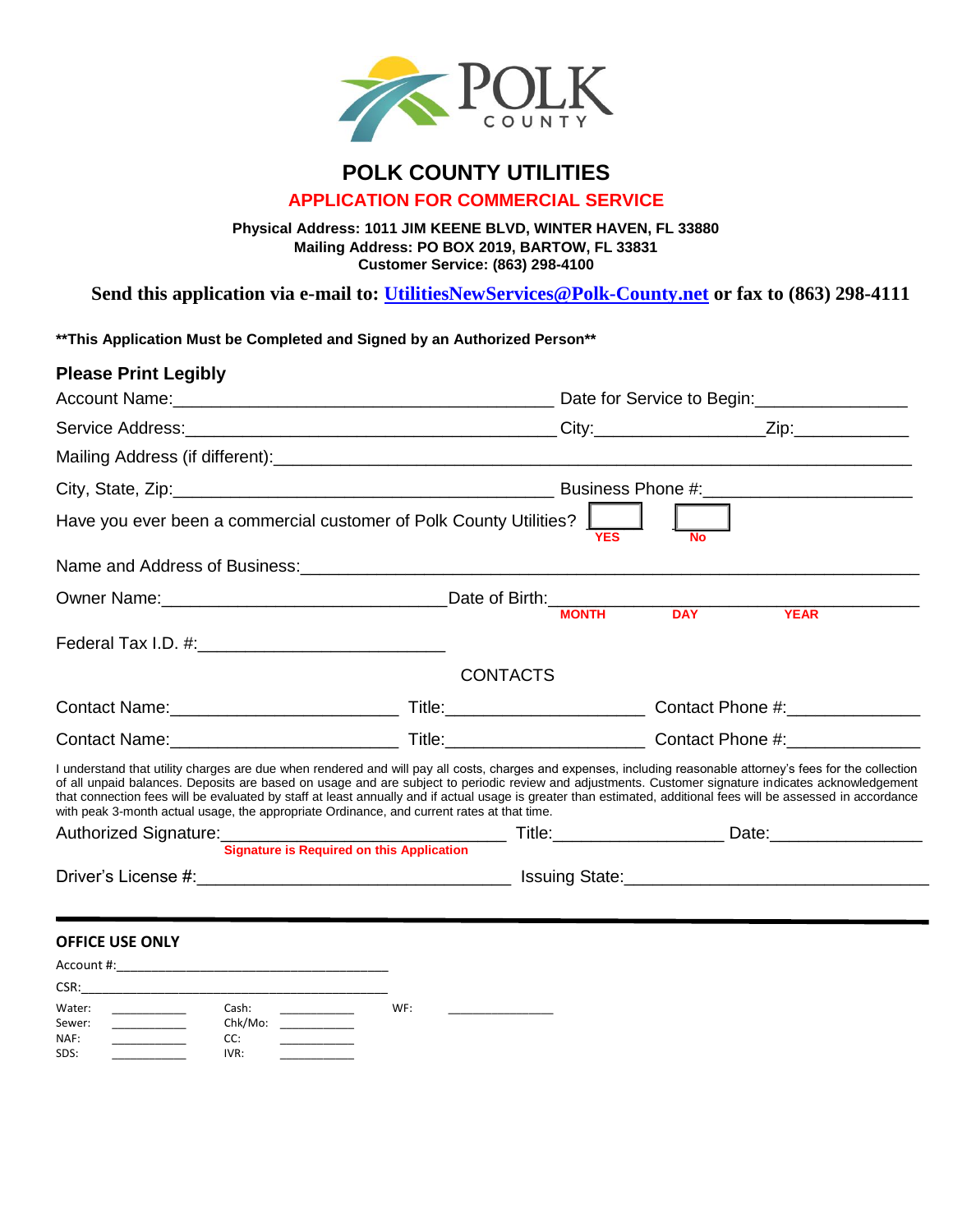# POLK COUNTY UTILITIES

## APPLICATION FOR COMMERCIAL SERVICE

**Physical Address: 1011 JIM KEENE BLVD, WINTER HAVEN, FL 33880**
**Mailing Address: PO BOX 2019, BARTOW, FL 33831**
**Customer Service: (863) 298-4100**

**Send this application via e-mail to: UtilitiesNewServices@Polk-County.net or fax to (863) 298-4111**

****This Application Must be Completed and Signed by an Authorized Person****

**Please Print Legibly**

Account Name:_________________________________________ Date for Service to Begin:________________

Service Address:________________________________________ City:__________________Zip:____________

Mailing Address (if different):_____________________________________________________________

City, State, Zip:_________________________________________ Business Phone #:______________________

Have you ever been a commercial customer of Polk County Utilities? ☐ YES ☐ No

Name and Address of Business:______________________________________________________________

Owner Name:______________________________Date of Birth:________________________________________
MONTH DAY YEAR

Federal Tax I.D. #:__________________________

CONTACTS

Contact Name:________________________ Title:_____________________ Contact Phone #:______________

Contact Name:________________________ Title:_____________________ Contact Phone #:______________

I understand that utility charges are due when rendered and will pay all costs, charges and expenses, including reasonable attorney's fees for the collection of all unpaid balances. Deposits are based on usage and are subject to periodic review and adjustments. Customer signature indicates acknowledgement that connection fees will be evaluated by staff at least annually and if actual usage is greater than estimated, additional fees will be assessed in accordance with peak 3-month actual usage, the appropriate Ordinance, and current rates at that time.

Authorized Signature:______________________________ Title:__________________ Date:________________
Signature is Required on this Application

Driver's License #:_________________________________ Issuing State:________________________________

---

**OFFICE USE ONLY**

Account #:_____________________________________

CSR:__________________________________________

Water: ___________ Cash: ___________ WF: _______________
Sewer: ___________ Chk/Mo: ___________
NAF: ___________ CC: ___________
SDS: ___________ IVR: ___________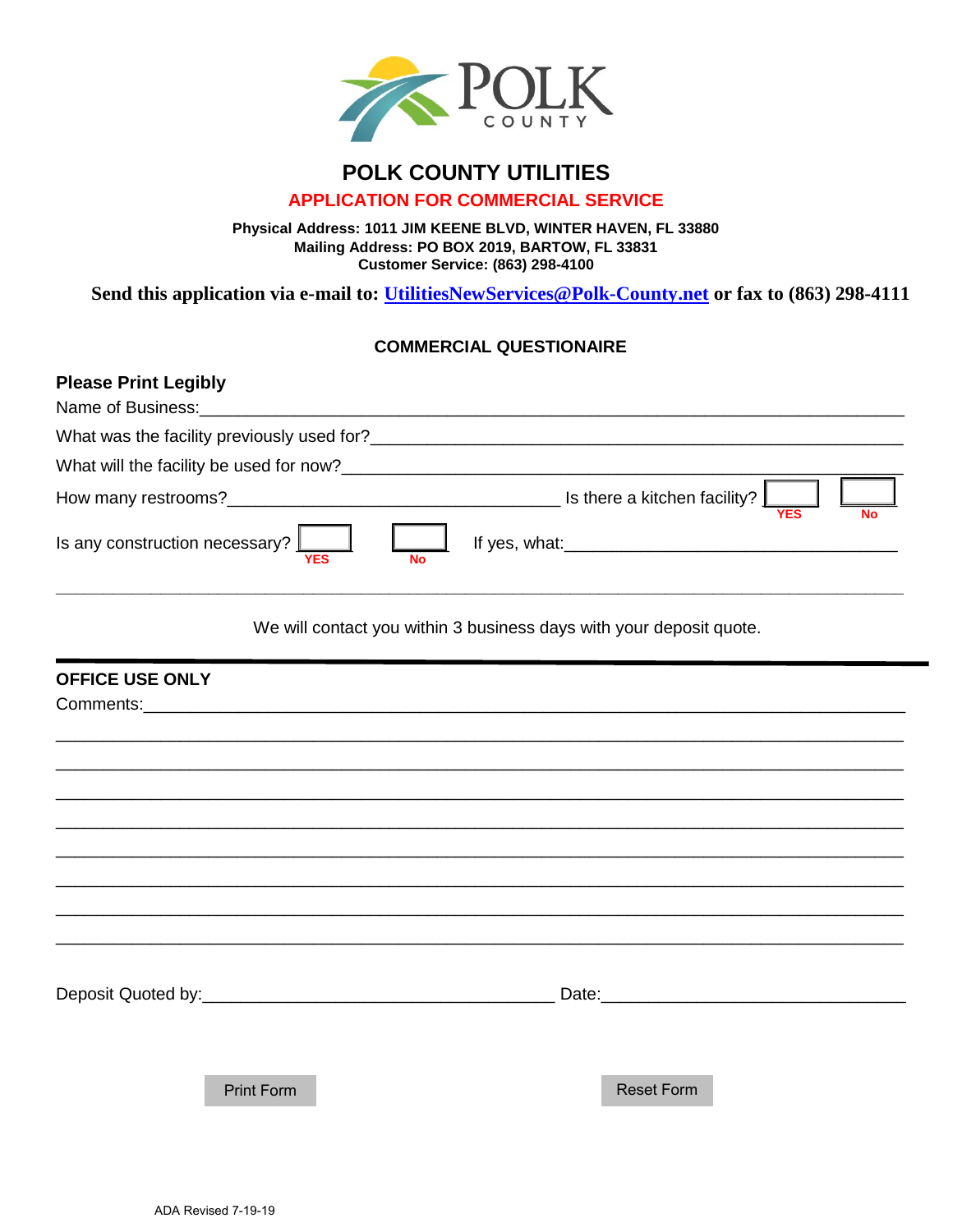POLK COUNTY

# POLK COUNTY UTILITIES

## APPLICATION FOR COMMERCIAL SERVICE

**Physical Address: 1011 JIM KEENE BLVD, WINTER HAVEN, FL 33880**
**Mailing Address: PO BOX 2019, BARTOW, FL 33831**
**Customer Service: (863) 298-4100**

**Send this application via e-mail to: UtilitiesNewServices@Polk-County.net or fax to (863) 298-4111**

### COMMERCIAL QUESTIONAIRE

**Please Print Legibly**

Name of Business:_______________________________________________

What was the facility previously used for?______________________________

What will the facility be used for now?_________________________________

How many restrooms?_____________________ Is there a kitchen facility? ☐ YES ☐ No

Is any construction necessary? ☐ YES ☐ No If yes, what:______________________

_______________________________________________________________

We will contact you within 3 business days with your deposit quote.

---

**OFFICE USE ONLY**

Comments:______________________________________________________

_______________________________________________________________

_______________________________________________________________

_______________________________________________________________

_______________________________________________________________

_______________________________________________________________

_______________________________________________________________

_______________________________________________________________

_______________________________________________________________

Deposit Quoted by:_________________________ Date:____________________

Print Form Reset Form

ADA Revised 7-19-19